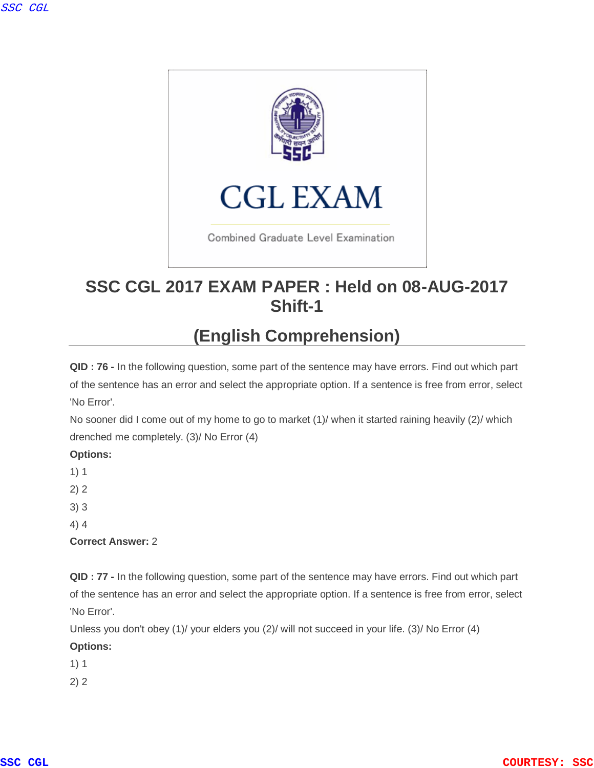CGL EXAM

Combined Graduate Level Examination

# SSC CGL 2017 EXAM PAPER : Held on 08-AUG-2017 Shift-1

## (English Comprehension)

**QID : 76 -** In the following question, some part of the sentence may have errors. Find out which part of the sentence has an error and select the appropriate option. If a sentence is free from error, select 'No Error'.

No sooner did I come out of my home to go to market (1)/ when it started raining heavily (2)/ which drenched me completely. (3)/ No Error (4)

**Options:**

1) 1
2) 2
3) 3
4) 4

**Correct Answer:** 2

**QID : 77 -** In the following question, some part of the sentence may have errors. Find out which part of the sentence has an error and select the appropriate option. If a sentence is free from error, select 'No Error'.

Unless you don't obey (1)/ your elders you (2)/ will not succeed in your life. (3)/ No Error (4)

**Options:**

1) 1
2) 2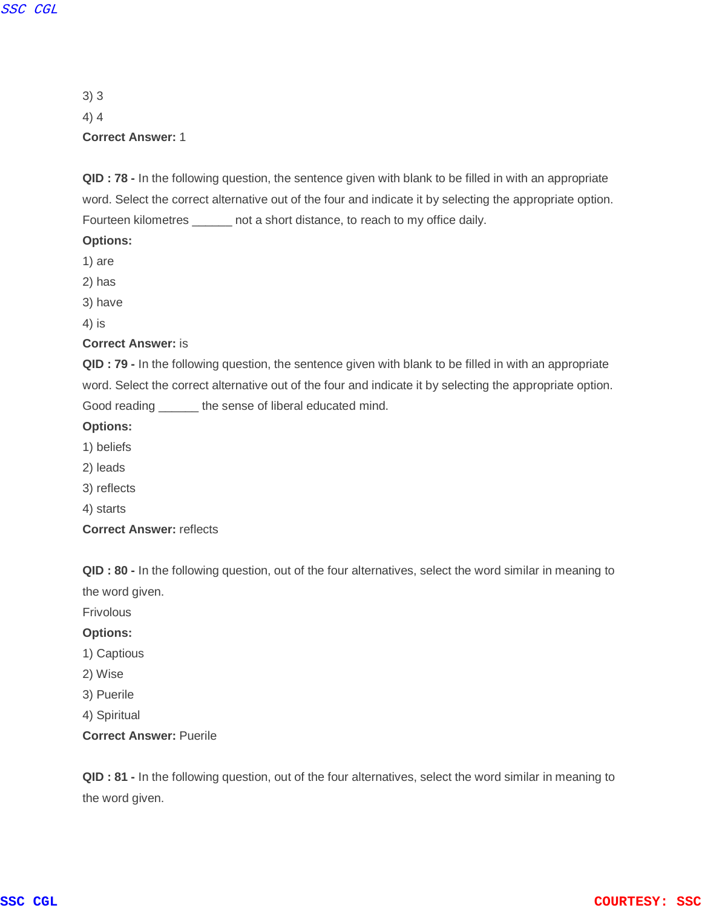3) 3

4) 4

**Correct Answer:** 1

**QID : 78 -** In the following question, the sentence given with blank to be filled in with an appropriate word. Select the correct alternative out of the four and indicate it by selecting the appropriate option.

Fourteen kilometres ______ not a short distance, to reach to my office daily.

**Options:**

1) are

2) has

3) have

4) is

**Correct Answer:** is

**QID : 79 -** In the following question, the sentence given with blank to be filled in with an appropriate word. Select the correct alternative out of the four and indicate it by selecting the appropriate option.

Good reading ______ the sense of liberal educated mind.

**Options:**

1) beliefs

2) leads

3) reflects

4) starts

**Correct Answer:** reflects

**QID : 80 -** In the following question, out of the four alternatives, select the word similar in meaning to the word given.

Frivolous

**Options:**

1) Captious

2) Wise

3) Puerile

4) Spiritual

**Correct Answer:** Puerile

**QID : 81 -** In the following question, out of the four alternatives, select the word similar in meaning to the word given.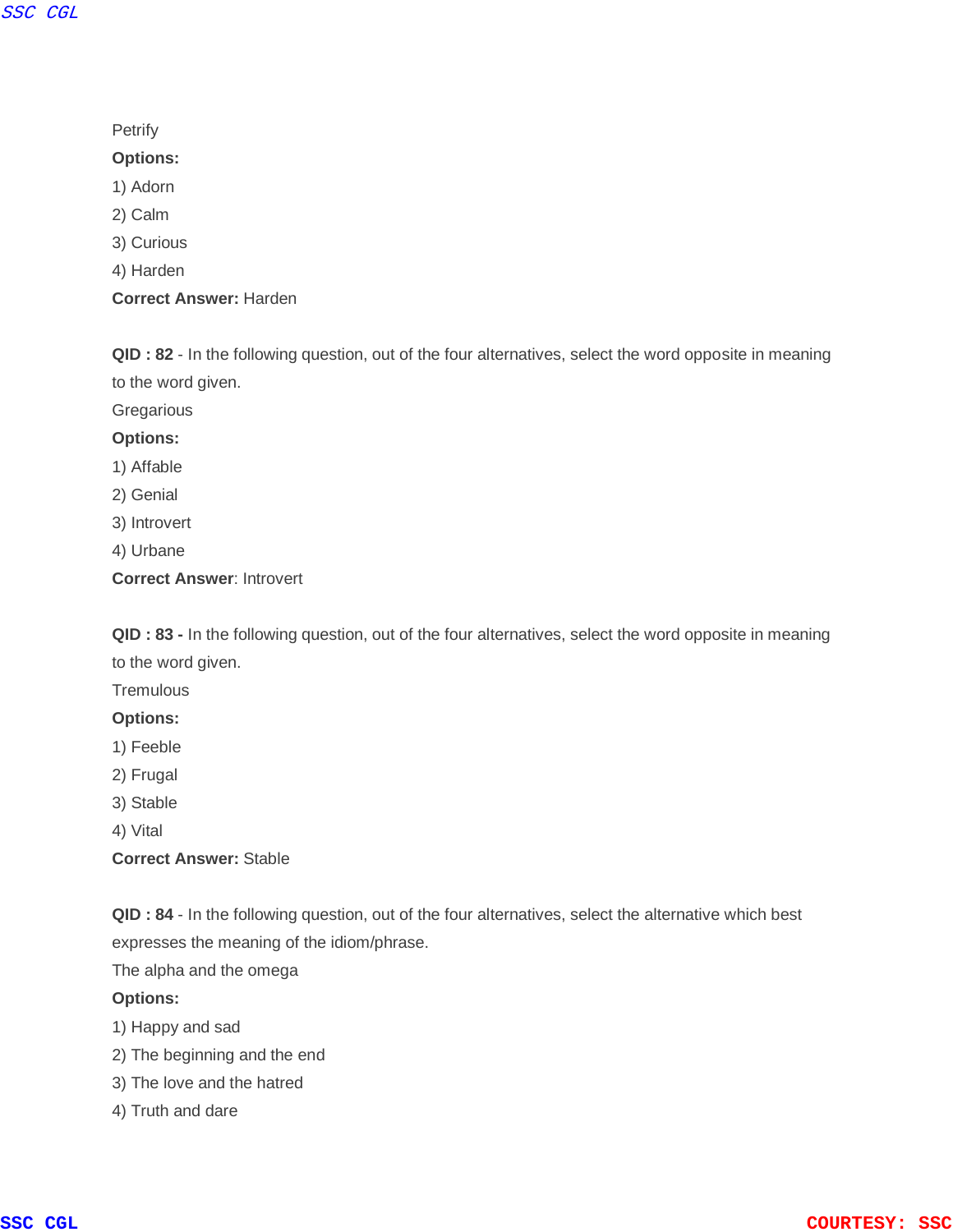Petrify

**Options:**

1) Adorn

2) Calm

3) Curious

4) Harden

**Correct Answer:** Harden

**QID : 82** - In the following question, out of the four alternatives, select the word opposite in meaning to the word given.

Gregarious

**Options:**

1) Affable

2) Genial

3) Introvert

4) Urbane

**Correct Answer**: Introvert

**QID : 83 -** In the following question, out of the four alternatives, select the word opposite in meaning to the word given.

Tremulous

**Options:**

1) Feeble

2) Frugal

3) Stable

4) Vital

**Correct Answer:** Stable

**QID : 84** - In the following question, out of the four alternatives, select the alternative which best expresses the meaning of the idiom/phrase.

The alpha and the omega

**Options:**

1) Happy and sad

2) The beginning and the end

3) The love and the hatred

4) Truth and dare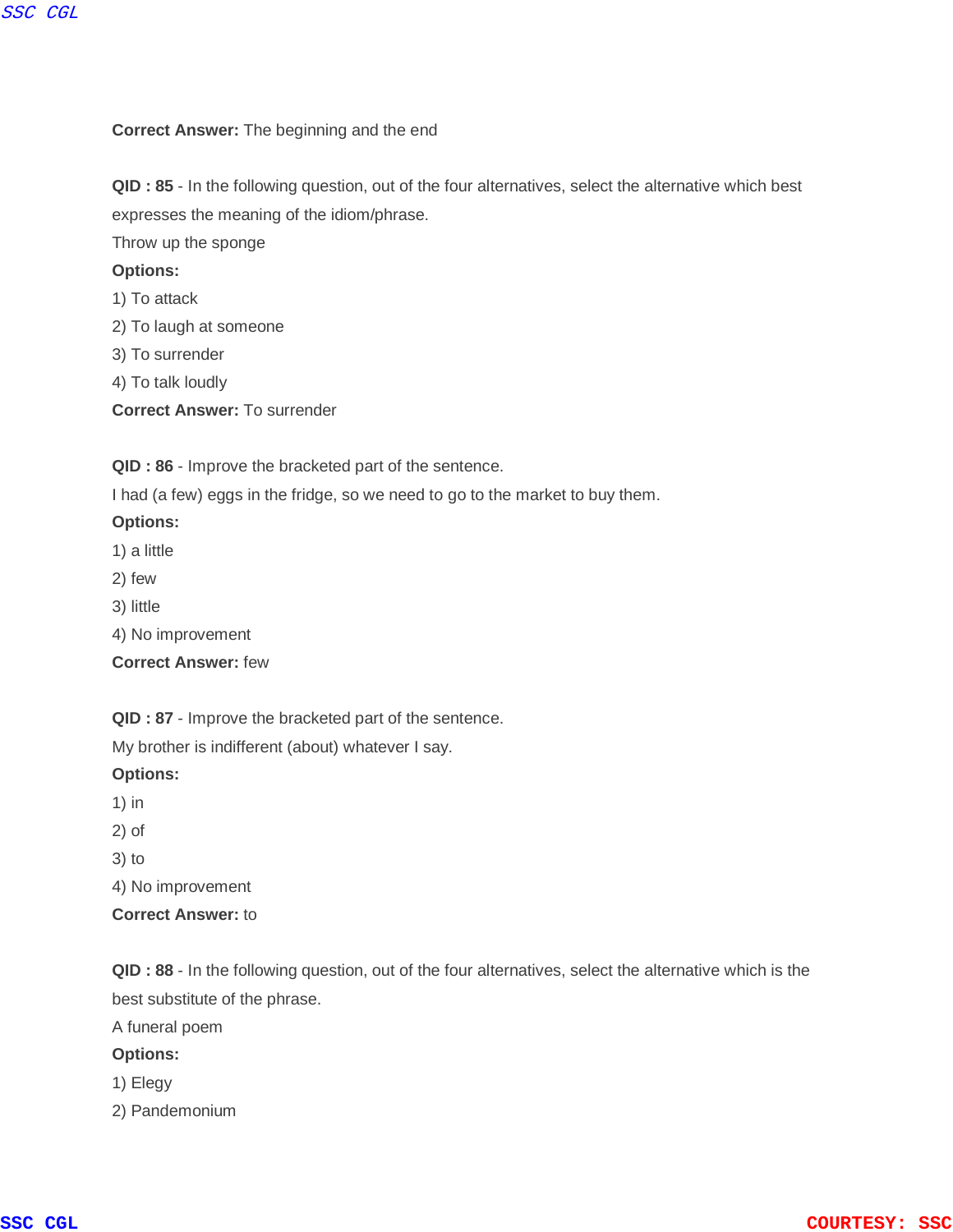**Correct Answer:** The beginning and the end

**QID : 85** - In the following question, out of the four alternatives, select the alternative which best expresses the meaning of the idiom/phrase.

Throw up the sponge

**Options:**

1) To attack
2) To laugh at someone
3) To surrender
4) To talk loudly

**Correct Answer:** To surrender

**QID : 86** - Improve the bracketed part of the sentence.

I had (a few) eggs in the fridge, so we need to go to the market to buy them.

**Options:**

1) a little
2) few
3) little
4) No improvement

**Correct Answer:** few

**QID : 87** - Improve the bracketed part of the sentence.

My brother is indifferent (about) whatever I say.

**Options:**

1) in
2) of
3) to
4) No improvement

**Correct Answer:** to

**QID : 88** - In the following question, out of the four alternatives, select the alternative which is the best substitute of the phrase.

A funeral poem

**Options:**

1) Elegy
2) Pandemonium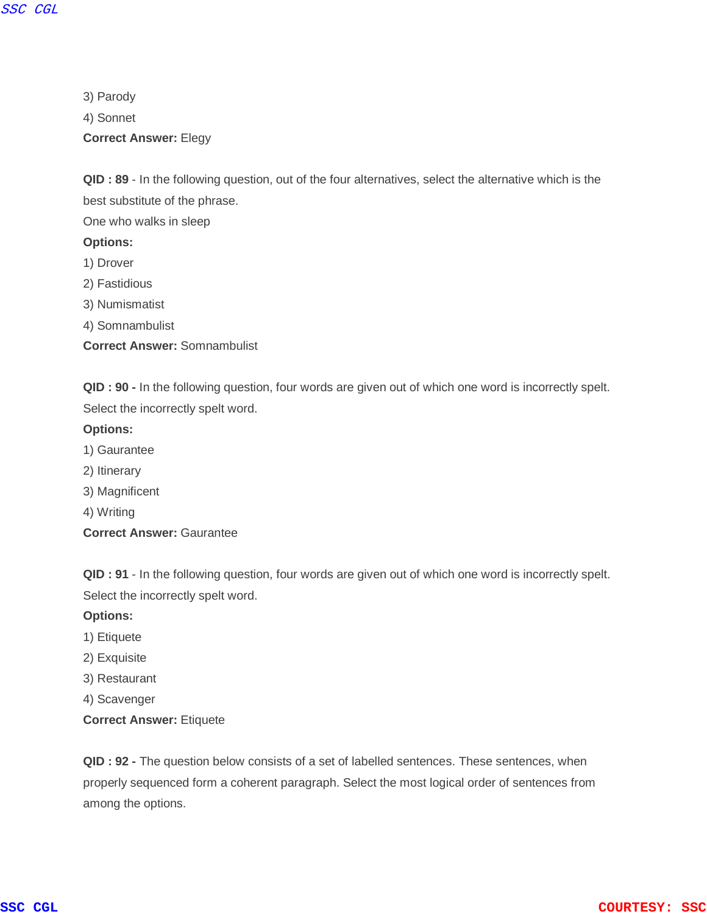3) Parody

4) Sonnet

**Correct Answer:** Elegy

**QID : 89** - In the following question, out of the four alternatives, select the alternative which is the best substitute of the phrase.

One who walks in sleep

**Options:**

1) Drover

2) Fastidious

3) Numismatist

4) Somnambulist

**Correct Answer:** Somnambulist

**QID : 90 -** In the following question, four words are given out of which one word is incorrectly spelt. Select the incorrectly spelt word.

**Options:**

1) Gaurantee

2) Itinerary

3) Magnificent

4) Writing

**Correct Answer:** Gaurantee

**QID : 91** - In the following question, four words are given out of which one word is incorrectly spelt. Select the incorrectly spelt word.

**Options:**

1) Etiquete

2) Exquisite

3) Restaurant

4) Scavenger

**Correct Answer:** Etiquete

**QID : 92 -** The question below consists of a set of labelled sentences. These sentences, when properly sequenced form a coherent paragraph. Select the most logical order of sentences from among the options.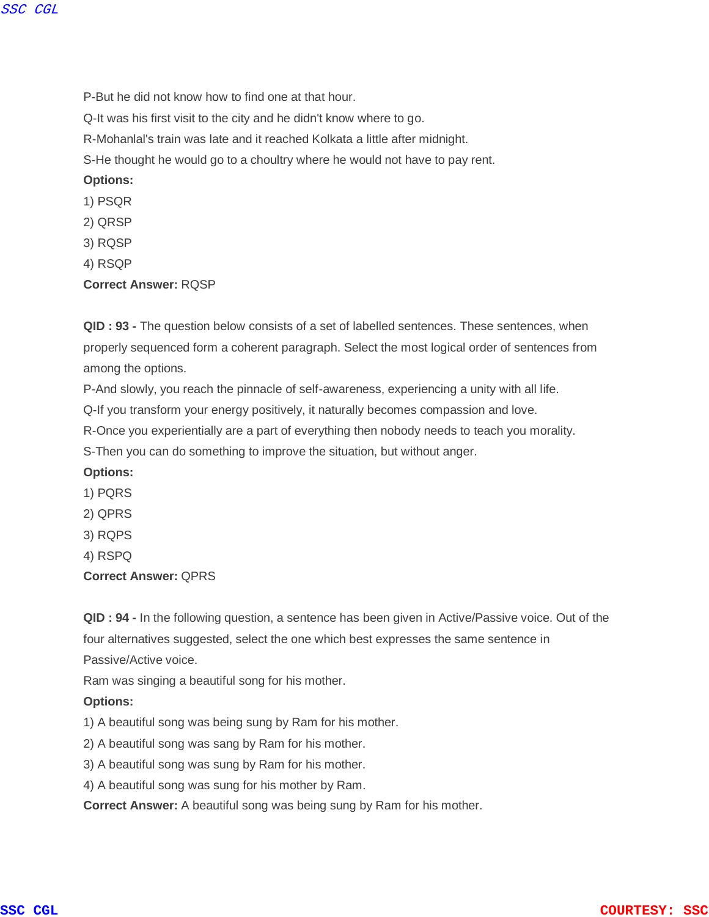P-But he did not know how to find one at that hour.

Q-It was his first visit to the city and he didn't know where to go.

R-Mohanlal's train was late and it reached Kolkata a little after midnight.

S-He thought he would go to a choultry where he would not have to pay rent.

**Options:**

1) PSQR
2) QRSP
3) RQSP
4) RSQP

**Correct Answer:** RQSP

**QID : 93 -** The question below consists of a set of labelled sentences. These sentences, when properly sequenced form a coherent paragraph. Select the most logical order of sentences from among the options.

P-And slowly, you reach the pinnacle of self-awareness, experiencing a unity with all life.

Q-If you transform your energy positively, it naturally becomes compassion and love.

R-Once you experientially are a part of everything then nobody needs to teach you morality.

S-Then you can do something to improve the situation, but without anger.

**Options:**

1) PQRS
2) QPRS
3) RQPS
4) RSPQ

**Correct Answer:** QPRS

**QID : 94 -** In the following question, a sentence has been given in Active/Passive voice. Out of the four alternatives suggested, select the one which best expresses the same sentence in Passive/Active voice.

Ram was singing a beautiful song for his mother.

**Options:**

1) A beautiful song was being sung by Ram for his mother.
2) A beautiful song was sang by Ram for his mother.
3) A beautiful song was sung by Ram for his mother.
4) A beautiful song was sung for his mother by Ram.

**Correct Answer:** A beautiful song was being sung by Ram for his mother.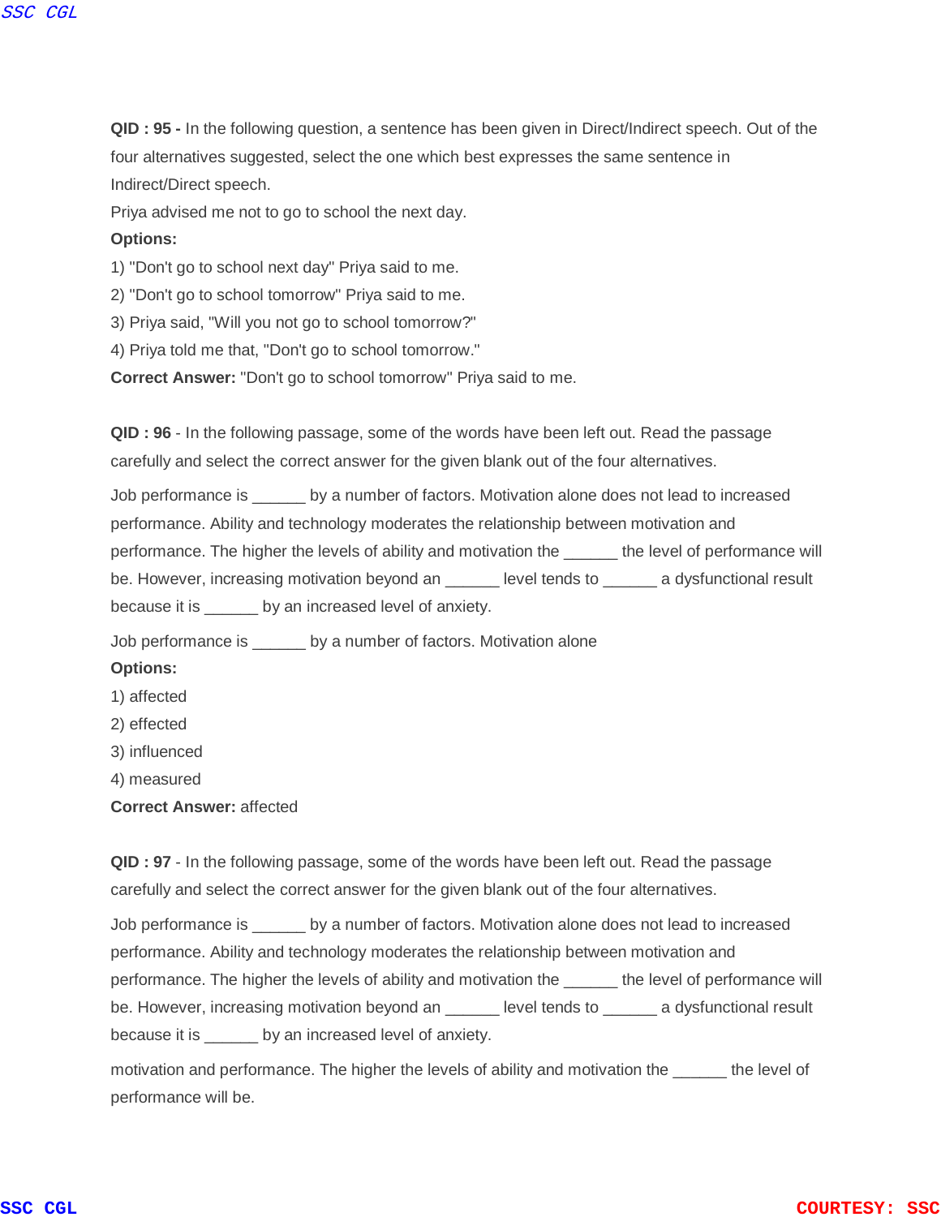**QID : 95 -** In the following question, a sentence has been given in Direct/Indirect speech. Out of the four alternatives suggested, select the one which best expresses the same sentence in Indirect/Direct speech.

Priya advised me not to go to school the next day.

**Options:**

1) "Don't go to school next day" Priya said to me.
2) "Don't go to school tomorrow" Priya said to me.
3) Priya said, "Will you not go to school tomorrow?"
4) Priya told me that, "Don't go to school tomorrow."

**Correct Answer:** "Don't go to school tomorrow" Priya said to me.

**QID : 96** - In the following passage, some of the words have been left out. Read the passage carefully and select the correct answer for the given blank out of the four alternatives.

Job performance is ______ by a number of factors. Motivation alone does not lead to increased performance. Ability and technology moderates the relationship between motivation and performance. The higher the levels of ability and motivation the ______ the level of performance will be. However, increasing motivation beyond an ______ level tends to ______ a dysfunctional result because it is ______ by an increased level of anxiety.

Job performance is ______ by a number of factors. Motivation alone

**Options:**

1) affected
2) effected
3) influenced
4) measured

**Correct Answer:** affected

**QID : 97** - In the following passage, some of the words have been left out. Read the passage carefully and select the correct answer for the given blank out of the four alternatives.

Job performance is ______ by a number of factors. Motivation alone does not lead to increased performance. Ability and technology moderates the relationship between motivation and performance. The higher the levels of ability and motivation the ______ the level of performance will be. However, increasing motivation beyond an ______ level tends to ______ a dysfunctional result because it is ______ by an increased level of anxiety.

motivation and performance. The higher the levels of ability and motivation the ______ the level of performance will be.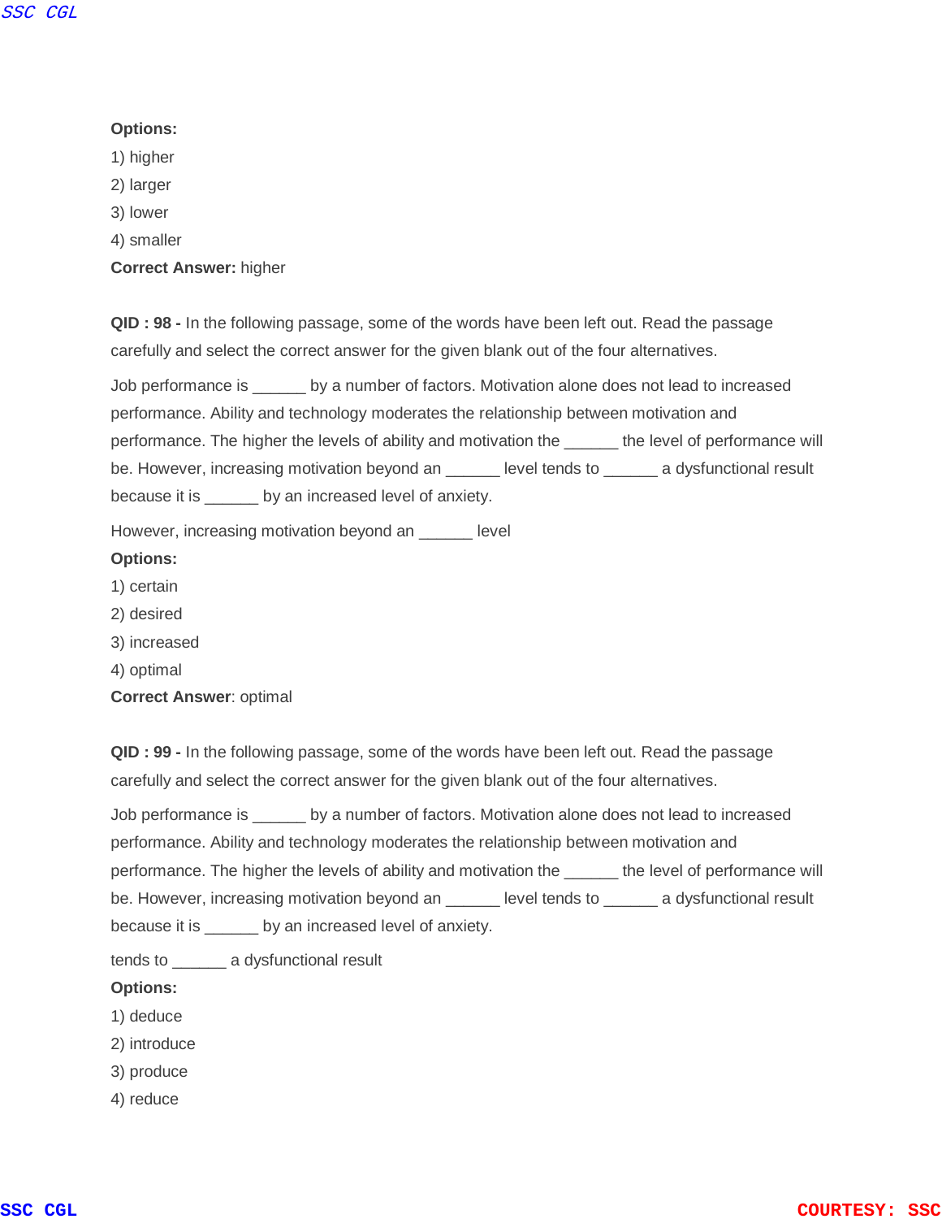**Options:**

1) higher
2) larger
3) lower
4) smaller

**Correct Answer:** higher

**QID : 98 -** In the following passage, some of the words have been left out. Read the passage carefully and select the correct answer for the given blank out of the four alternatives.

Job performance is ______ by a number of factors. Motivation alone does not lead to increased performance. Ability and technology moderates the relationship between motivation and performance. The higher the levels of ability and motivation the ______ the level of performance will be. However, increasing motivation beyond an ______ level tends to ______ a dysfunctional result because it is ______ by an increased level of anxiety.

However, increasing motivation beyond an ______ level

**Options:**

1) certain
2) desired
3) increased
4) optimal

**Correct Answer**: optimal

**QID : 99 -** In the following passage, some of the words have been left out. Read the passage carefully and select the correct answer for the given blank out of the four alternatives.

Job performance is ______ by a number of factors. Motivation alone does not lead to increased performance. Ability and technology moderates the relationship between motivation and performance. The higher the levels of ability and motivation the ______ the level of performance will be. However, increasing motivation beyond an ______ level tends to ______ a dysfunctional result because it is ______ by an increased level of anxiety.

tends to ______ a dysfunctional result

**Options:**

1) deduce
2) introduce
3) produce
4) reduce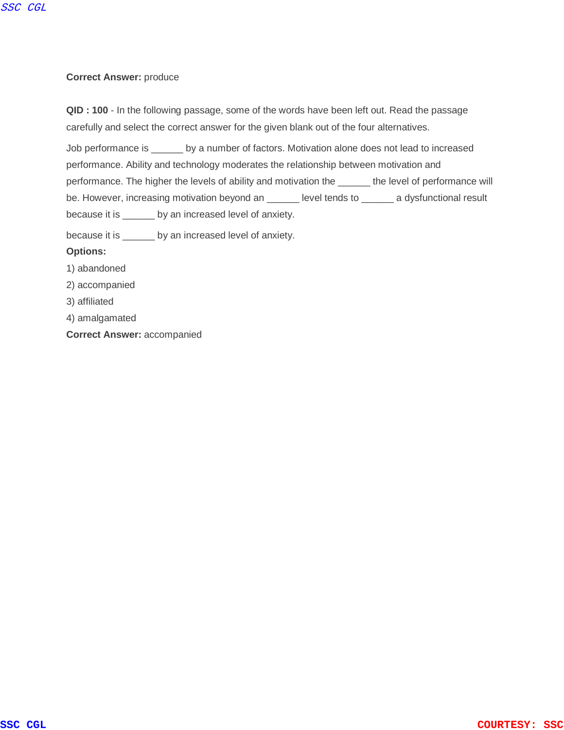**Correct Answer:** produce

**QID : 100** - In the following passage, some of the words have been left out. Read the passage carefully and select the correct answer for the given blank out of the four alternatives.

Job performance is ______ by a number of factors. Motivation alone does not lead to increased performance. Ability and technology moderates the relationship between motivation and performance. The higher the levels of ability and motivation the ______ the level of performance will be. However, increasing motivation beyond an ______ level tends to ______ a dysfunctional result because it is ______ by an increased level of anxiety.

because it is ______ by an increased level of anxiety.

**Options:**

1) abandoned
2) accompanied
3) affiliated
4) amalgamated

**Correct Answer:** accompanied